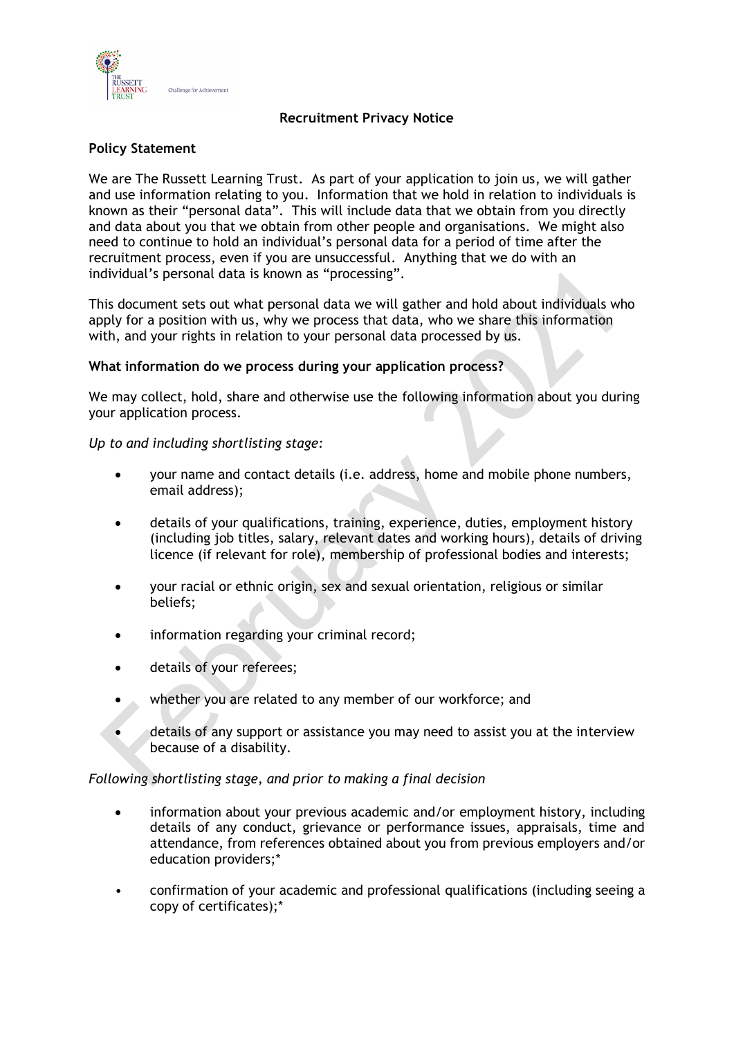# Recruitment Privacy Notice

## Policy Statement

We are The Russett Learning Trust. As part of your application to join us, we will gather and use information relating to you. Information that we hold in relation to individuals is known as their "personal data". This will include data that we obtain from you directly and data about you that we obtain from other people and organisations. We might also need to continue to hold an individual's personal data for a period of time after the recruitment process, even if you are unsuccessful. Anything that we do with an individual's personal data is known as "processing".

This document sets out what personal data we will gather and hold about individuals who apply for a position with us, why we process that data, who we share this information with, and your rights in relation to your personal data processed by us.

## What information do we process during your application process?

We may collect, hold, share and otherwise use the following information about you during your application process.

*Up to and including shortlisting stage:*

- your name and contact details (i.e. address, home and mobile phone numbers, email address);
- details of your qualifications, training, experience, duties, employment history (including job titles, salary, relevant dates and working hours), details of driving licence (if relevant for role), membership of professional bodies and interests;
- your racial or ethnic origin, sex and sexual orientation, religious or similar beliefs;
- information regarding your criminal record;
- details of your referees;
- whether you are related to any member of our workforce; and
- details of any support or assistance you may need to assist you at the interview because of a disability.

*Following shortlisting stage, and prior to making a final decision*

- information about your previous academic and/or employment history, including details of any conduct, grievance or performance issues, appraisals, time and attendance, from references obtained about you from previous employers and/or education providers;*
- confirmation of your academic and professional qualifications (including seeing a copy of certificates);*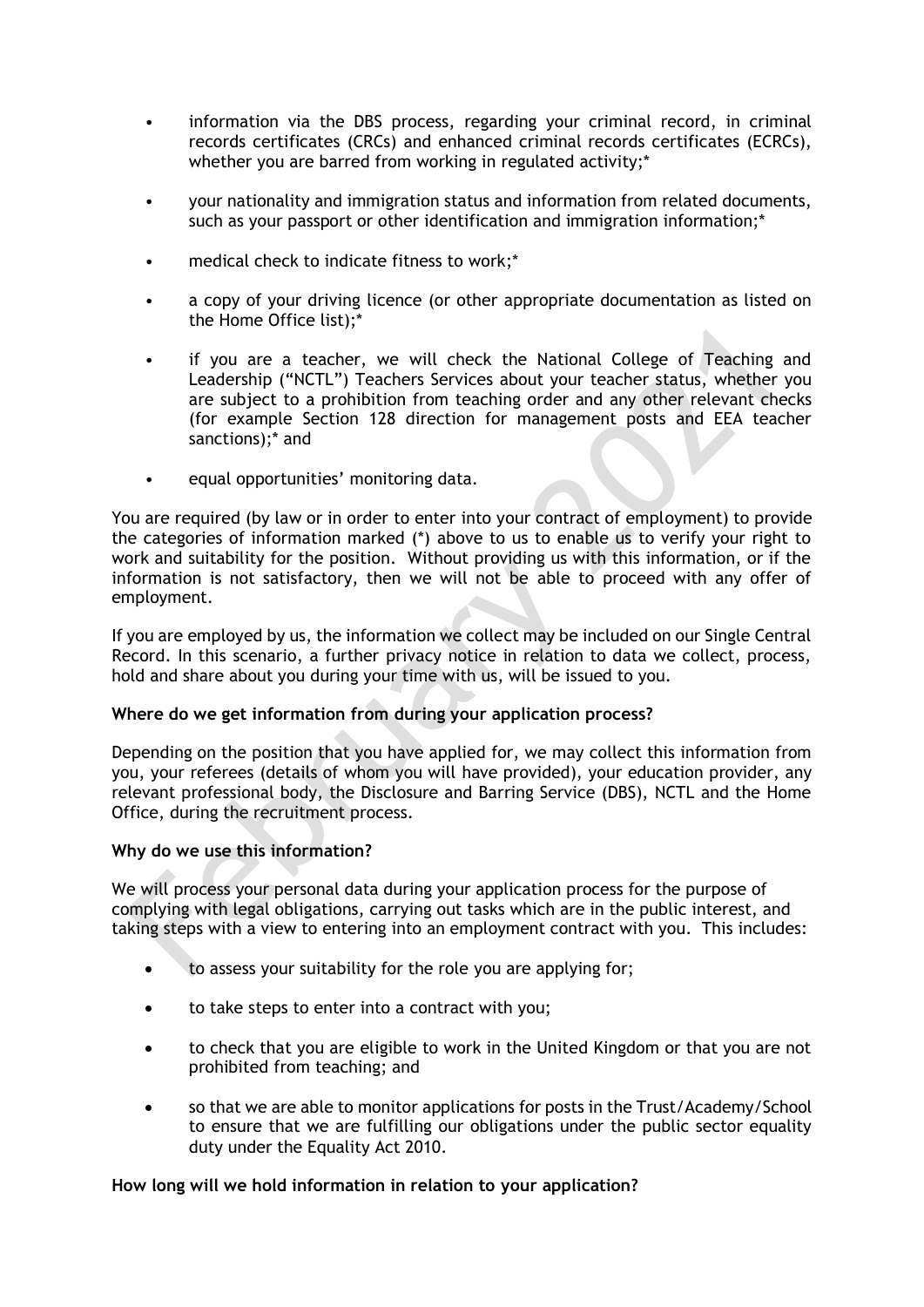- information via the DBS process, regarding your criminal record, in criminal records certificates (CRCs) and enhanced criminal records certificates (ECRCs), whether you are barred from working in regulated activity;*
- your nationality and immigration status and information from related documents, such as your passport or other identification and immigration information;*
- medical check to indicate fitness to work;*
- a copy of your driving licence (or other appropriate documentation as listed on the Home Office list);*
- if you are a teacher, we will check the National College of Teaching and Leadership ("NCTL") Teachers Services about your teacher status, whether you are subject to a prohibition from teaching order and any other relevant checks (for example Section 128 direction for management posts and EEA teacher sanctions);* and
- equal opportunities' monitoring data.

You are required (by law or in order to enter into your contract of employment) to provide the categories of information marked (*) above to us to enable us to verify your right to work and suitability for the position. Without providing us with this information, or if the information is not satisfactory, then we will not be able to proceed with any offer of employment.

If you are employed by us, the information we collect may be included on our Single Central Record. In this scenario, a further privacy notice in relation to data we collect, process, hold and share about you during your time with us, will be issued to you.

**Where do we get information from during your application process?**

Depending on the position that you have applied for, we may collect this information from you, your referees (details of whom you will have provided), your education provider, any relevant professional body, the Disclosure and Barring Service (DBS), NCTL and the Home Office, during the recruitment process.

**Why do we use this information?**

We will process your personal data during your application process for the purpose of complying with legal obligations, carrying out tasks which are in the public interest, and taking steps with a view to entering into an employment contract with you. This includes:

- to assess your suitability for the role you are applying for;
- to take steps to enter into a contract with you;
- to check that you are eligible to work in the United Kingdom or that you are not prohibited from teaching; and
- so that we are able to monitor applications for posts in the Trust/Academy/School to ensure that we are fulfilling our obligations under the public sector equality duty under the Equality Act 2010.

**How long will we hold information in relation to your application?**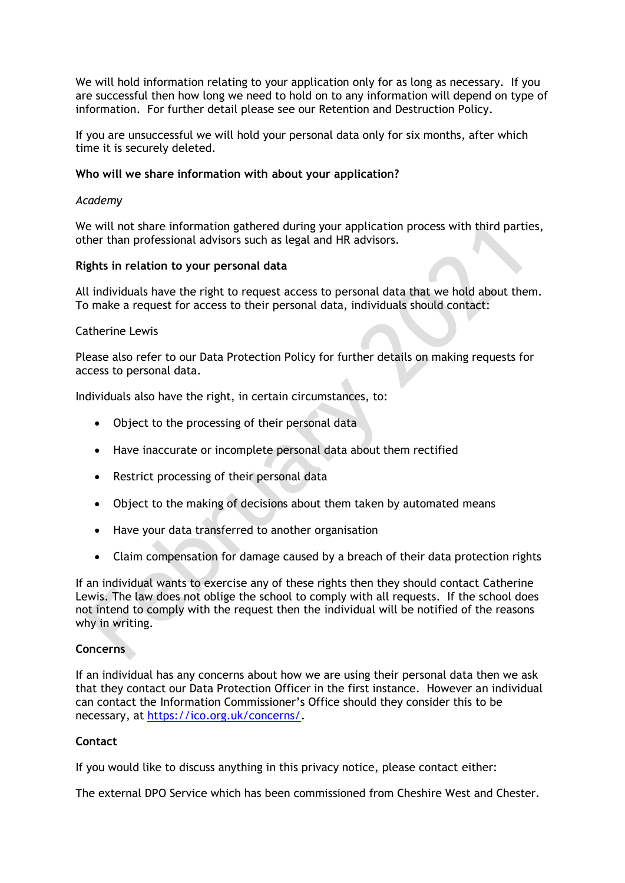We will hold information relating to your application only for as long as necessary. If you are successful then how long we need to hold on to any information will depend on type of information. For further detail please see our Retention and Destruction Policy.

If you are unsuccessful we will hold your personal data only for six months, after which time it is securely deleted.

**Who will we share information with about your application?**

*Academy*

We will not share information gathered during your application process with third parties, other than professional advisors such as legal and HR advisors.

**Rights in relation to your personal data**

All individuals have the right to request access to personal data that we hold about them. To make a request for access to their personal data, individuals should contact:

Catherine Lewis

Please also refer to our Data Protection Policy for further details on making requests for access to personal data.

Individuals also have the right, in certain circumstances, to:

- Object to the processing of their personal data
- Have inaccurate or incomplete personal data about them rectified
- Restrict processing of their personal data
- Object to the making of decisions about them taken by automated means
- Have your data transferred to another organisation
- Claim compensation for damage caused by a breach of their data protection rights

If an individual wants to exercise any of these rights then they should contact Catherine Lewis. The law does not oblige the school to comply with all requests. If the school does not intend to comply with the request then the individual will be notified of the reasons why in writing.

**Concerns**

If an individual has any concerns about how we are using their personal data then we ask that they contact our Data Protection Officer in the first instance. However an individual can contact the Information Commissioner's Office should they consider this to be necessary, at [https://ico.org.uk/concerns/](https://ico.org.uk/concerns/).

**Contact**

If you would like to discuss anything in this privacy notice, please contact either:

The external DPO Service which has been commissioned from Cheshire West and Chester.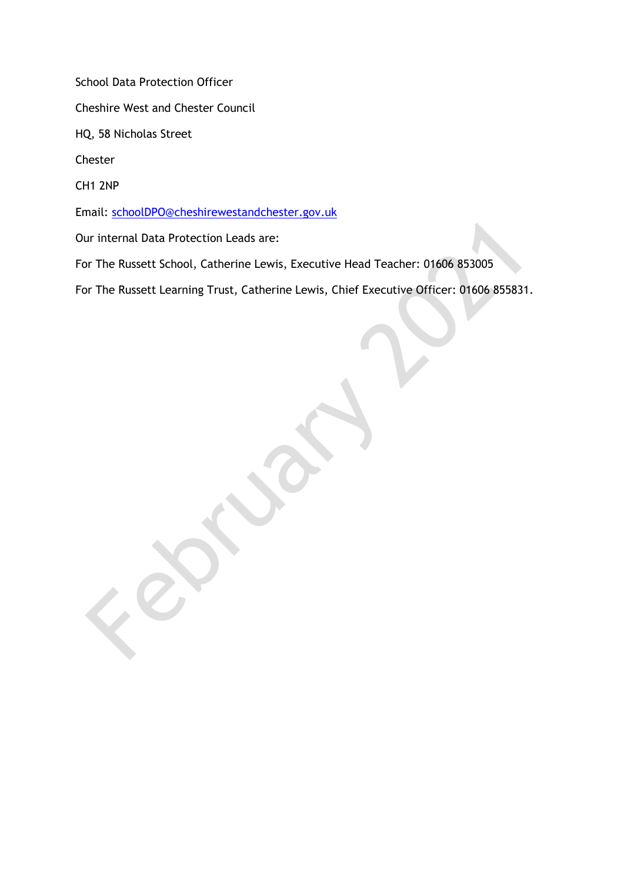School Data Protection Officer

Cheshire West and Chester Council

HQ, 58 Nicholas Street

Chester

CH1 2NP

Email: schoolDPO@cheshirewestandchester.gov.uk

Our internal Data Protection Leads are:

For The Russett School, Catherine Lewis, Executive Head Teacher: 01606 853005

For The Russett Learning Trust, Catherine Lewis, Chief Executive Officer: 01606 855831.